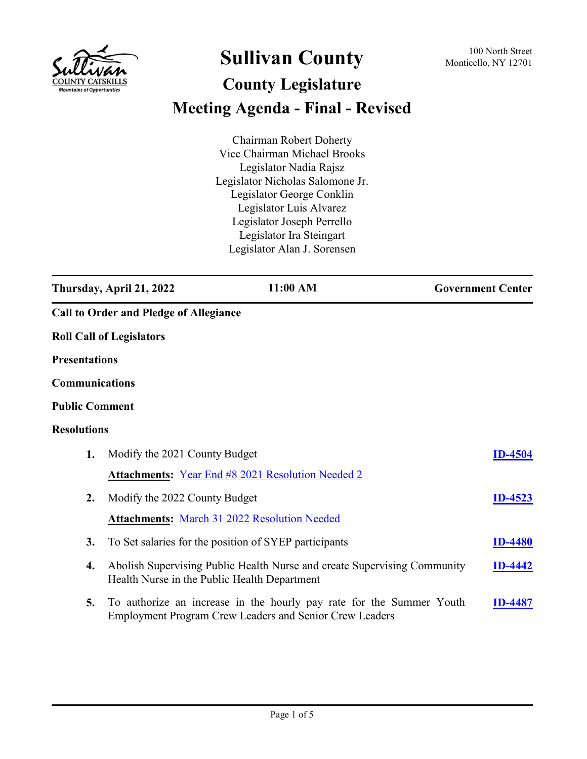# Sullivan County

100 North Street
Monticello, NY 12701

## County Legislature

## Meeting Agenda - Final - Revised

Chairman Robert Doherty
Vice Chairman Michael Brooks
Legislator Nadia Rajsz
Legislator Nicholas Salomone Jr.
Legislator George Conklin
Legislator Luis Alvarez
Legislator Joseph Perrello
Legislator Ira Steingart
Legislator Alan J. Sorensen

---

**Thursday, April 21, 2022** | **11:00 AM** | **Government Center**

---

**Call to Order and Pledge of Allegiance**

**Roll Call of Legislators**

**Presentations**

**Communications**

**Public Comment**

**Resolutions**

1. Modify the 2021 County Budget — **ID-4504**

   **Attachments:** Year End #8 2021 Resolution Needed 2

2. Modify the 2022 County Budget — **ID-4523**

   **Attachments:** March 31 2022 Resolution Needed

3. To Set salaries for the position of SYEP participants — **ID-4480**

4. Abolish Supervising Public Health Nurse and create Supervising Community Health Nurse in the Public Health Department — **ID-4442**

5. To authorize an increase in the hourly pay rate for the Summer Youth Employment Program Crew Leaders and Senior Crew Leaders — **ID-4487**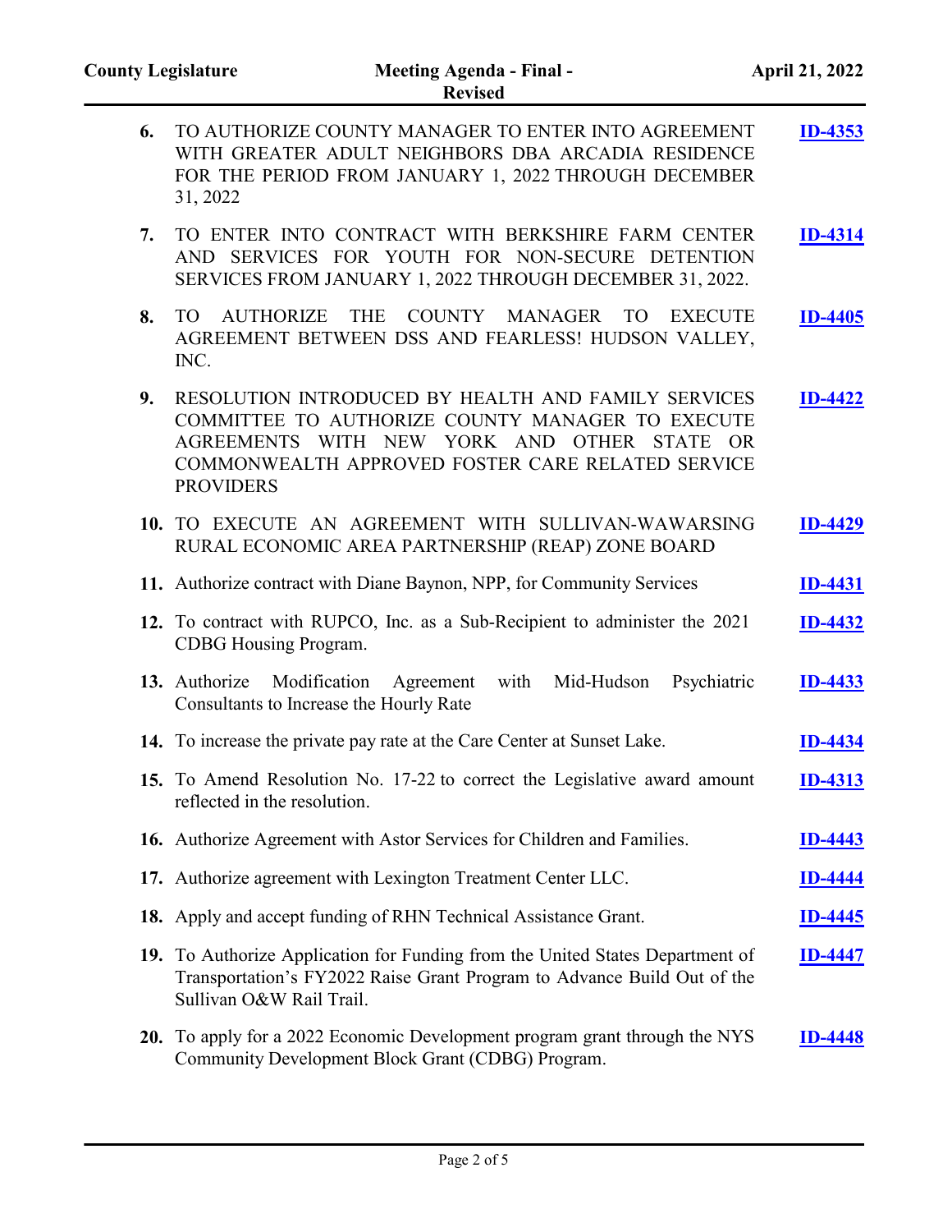6. TO AUTHORIZE COUNTY MANAGER TO ENTER INTO AGREEMENT WITH GREATER ADULT NEIGHBORS DBA ARCADIA RESIDENCE FOR THE PERIOD FROM JANUARY 1, 2022 THROUGH DECEMBER 31, 2022 — **ID-4353**

7. TO ENTER INTO CONTRACT WITH BERKSHIRE FARM CENTER AND SERVICES FOR YOUTH FOR NON-SECURE DETENTION SERVICES FROM JANUARY 1, 2022 THROUGH DECEMBER 31, 2022. — **ID-4314**

8. TO AUTHORIZE THE COUNTY MANAGER TO EXECUTE AGREEMENT BETWEEN DSS AND FEARLESS! HUDSON VALLEY, INC. — **ID-4405**

9. RESOLUTION INTRODUCED BY HEALTH AND FAMILY SERVICES COMMITTEE TO AUTHORIZE COUNTY MANAGER TO EXECUTE AGREEMENTS WITH NEW YORK AND OTHER STATE OR COMMONWEALTH APPROVED FOSTER CARE RELATED SERVICE PROVIDERS — **ID-4422**

10. TO EXECUTE AN AGREEMENT WITH SULLIVAN-WAWARSING RURAL ECONOMIC AREA PARTNERSHIP (REAP) ZONE BOARD — **ID-4429**

11. Authorize contract with Diane Baynon, NPP, for Community Services — **ID-4431**

12. To contract with RUPCO, Inc. as a Sub-Recipient to administer the 2021 CDBG Housing Program. — **ID-4432**

13. Authorize Modification Agreement with Mid-Hudson Psychiatric Consultants to Increase the Hourly Rate — **ID-4433**

14. To increase the private pay rate at the Care Center at Sunset Lake. — **ID-4434**

15. To Amend Resolution No. 17-22 to correct the Legislative award amount reflected in the resolution. — **ID-4313**

16. Authorize Agreement with Astor Services for Children and Families. — **ID-4443**

17. Authorize agreement with Lexington Treatment Center LLC. — **ID-4444**

18. Apply and accept funding of RHN Technical Assistance Grant. — **ID-4445**

19. To Authorize Application for Funding from the United States Department of Transportation's FY2022 Raise Grant Program to Advance Build Out of the Sullivan O&W Rail Trail. — **ID-4447**

20. To apply for a 2022 Economic Development program grant through the NYS Community Development Block Grant (CDBG) Program. — **ID-4448**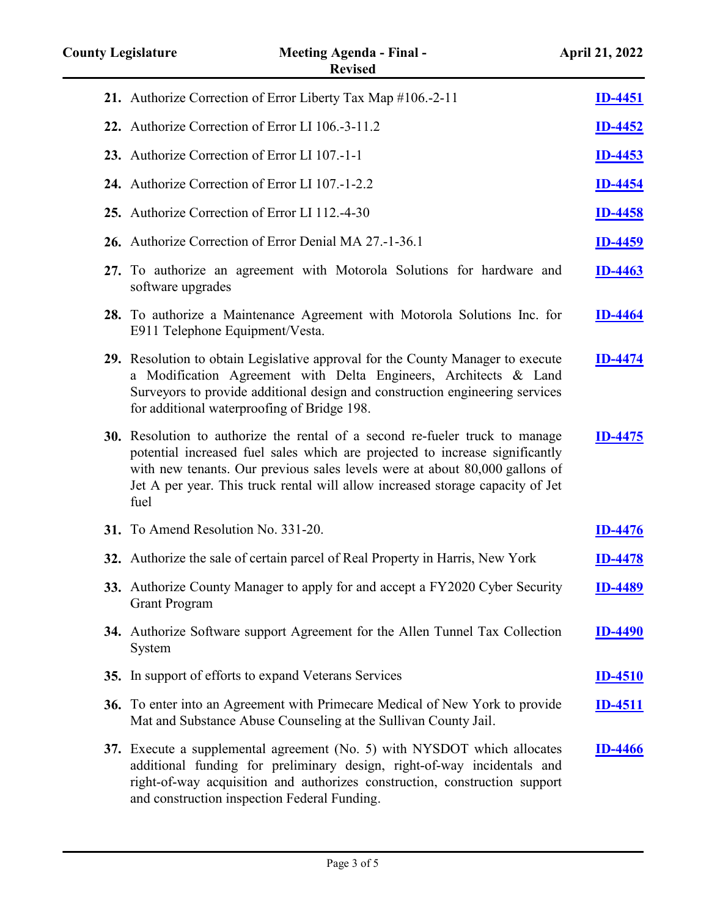21. Authorize Correction of Error Liberty Tax Map #106.-2-11 **ID-4451**

22. Authorize Correction of Error LI 106.-3-11.2 **ID-4452**

23. Authorize Correction of Error LI 107.-1-1 **ID-4453**

24. Authorize Correction of Error LI 107.-1-2.2 **ID-4454**

25. Authorize Correction of Error LI 112.-4-30 **ID-4458**

26. Authorize Correction of Error Denial MA 27.-1-36.1 **ID-4459**

27. To authorize an agreement with Motorola Solutions for hardware and software upgrades **ID-4463**

28. To authorize a Maintenance Agreement with Motorola Solutions Inc. for E911 Telephone Equipment/Vesta. **ID-4464**

29. Resolution to obtain Legislative approval for the County Manager to execute a Modification Agreement with Delta Engineers, Architects & Land Surveyors to provide additional design and construction engineering services for additional waterproofing of Bridge 198. **ID-4474**

30. Resolution to authorize the rental of a second re-fueler truck to manage potential increased fuel sales which are projected to increase significantly with new tenants. Our previous sales levels were at about 80,000 gallons of Jet A per year. This truck rental will allow increased storage capacity of Jet fuel **ID-4475**

31. To Amend Resolution No. 331-20. **ID-4476**

32. Authorize the sale of certain parcel of Real Property in Harris, New York **ID-4478**

33. Authorize County Manager to apply for and accept a FY2020 Cyber Security Grant Program **ID-4489**

34. Authorize Software support Agreement for the Allen Tunnel Tax Collection System **ID-4490**

35. In support of efforts to expand Veterans Services **ID-4510**

36. To enter into an Agreement with Primecare Medical of New York to provide Mat and Substance Abuse Counseling at the Sullivan County Jail. **ID-4511**

37. Execute a supplemental agreement (No. 5) with NYSDOT which allocates additional funding for preliminary design, right-of-way incidentals and right-of-way acquisition and authorizes construction, construction support and construction inspection Federal Funding. **ID-4466**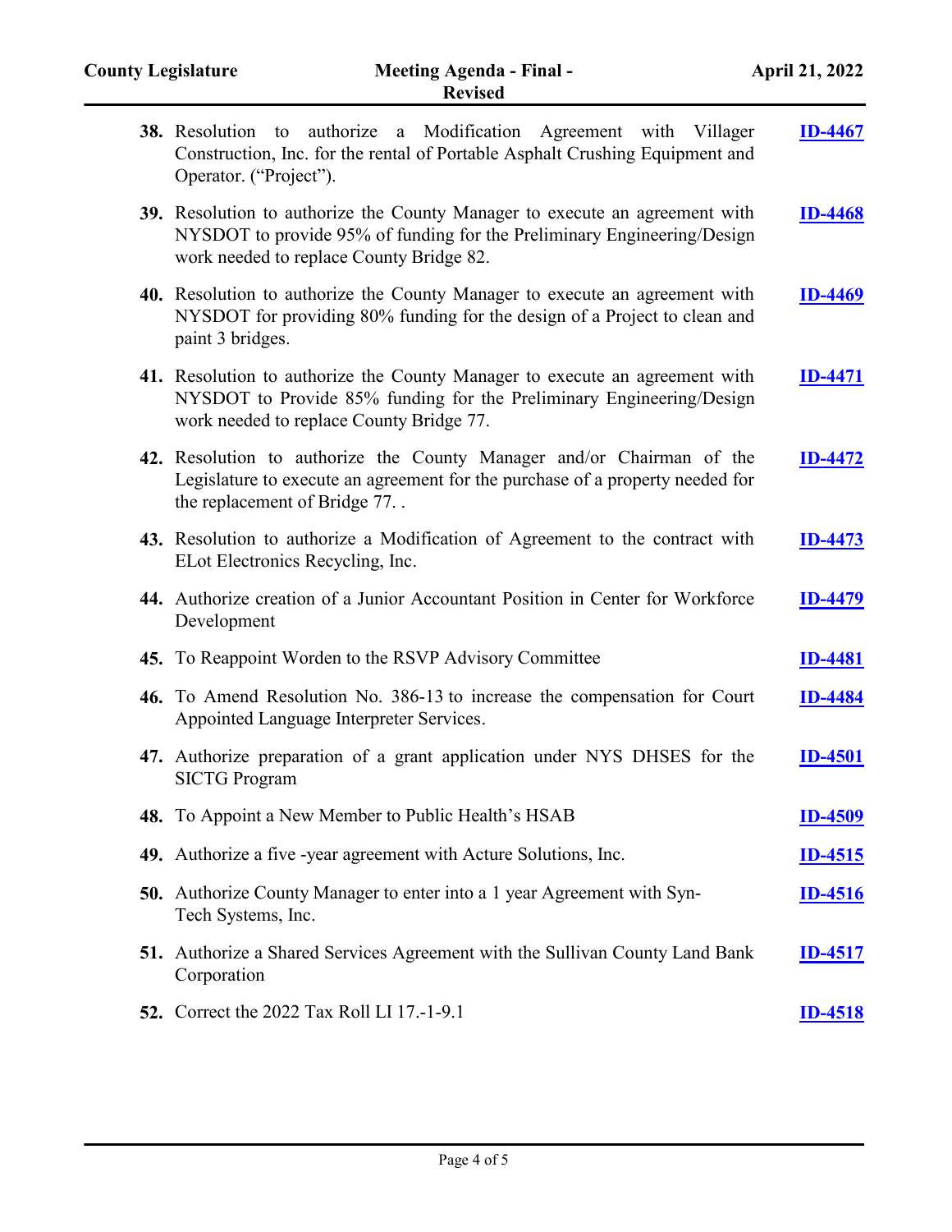| | | |
|---|---|---|
| **38.** | Resolution to authorize a Modification Agreement with Villager Construction, Inc. for the rental of Portable Asphalt Crushing Equipment and Operator. ("Project"). | **ID-4467** |
| **39.** | Resolution to authorize the County Manager to execute an agreement with NYSDOT to provide 95% of funding for the Preliminary Engineering/Design work needed to replace County Bridge 82. | **ID-4468** |
| **40.** | Resolution to authorize the County Manager to execute an agreement with NYSDOT for providing 80% funding for the design of a Project to clean and paint 3 bridges. | **ID-4469** |
| **41.** | Resolution to authorize the County Manager to execute an agreement with NYSDOT to Provide 85% funding for the Preliminary Engineering/Design work needed to replace County Bridge 77. | **ID-4471** |
| **42.** | Resolution to authorize the County Manager and/or Chairman of the Legislature to execute an agreement for the purchase of a property needed for the replacement of Bridge 77. . | **ID-4472** |
| **43.** | Resolution to authorize a Modification of Agreement to the contract with ELot Electronics Recycling, Inc. | **ID-4473** |
| **44.** | Authorize creation of a Junior Accountant Position in Center for Workforce Development | **ID-4479** |
| **45.** | To Reappoint Worden to the RSVP Advisory Committee | **ID-4481** |
| **46.** | To Amend Resolution No. 386-13 to increase the compensation for Court Appointed Language Interpreter Services. | **ID-4484** |
| **47.** | Authorize preparation of a grant application under NYS DHSES for the SICTG Program | **ID-4501** |
| **48.** | To Appoint a New Member to Public Health's HSAB | **ID-4509** |
| **49.** | Authorize a five -year agreement with Acture Solutions, Inc. | **ID-4515** |
| **50.** | Authorize County Manager to enter into a 1 year Agreement with Syn-Tech Systems, Inc. | **ID-4516** |
| **51.** | Authorize a Shared Services Agreement with the Sullivan County Land Bank Corporation | **ID-4517** |
| **52.** | Correct the 2022 Tax Roll LI 17.-1-9.1 | **ID-4518** |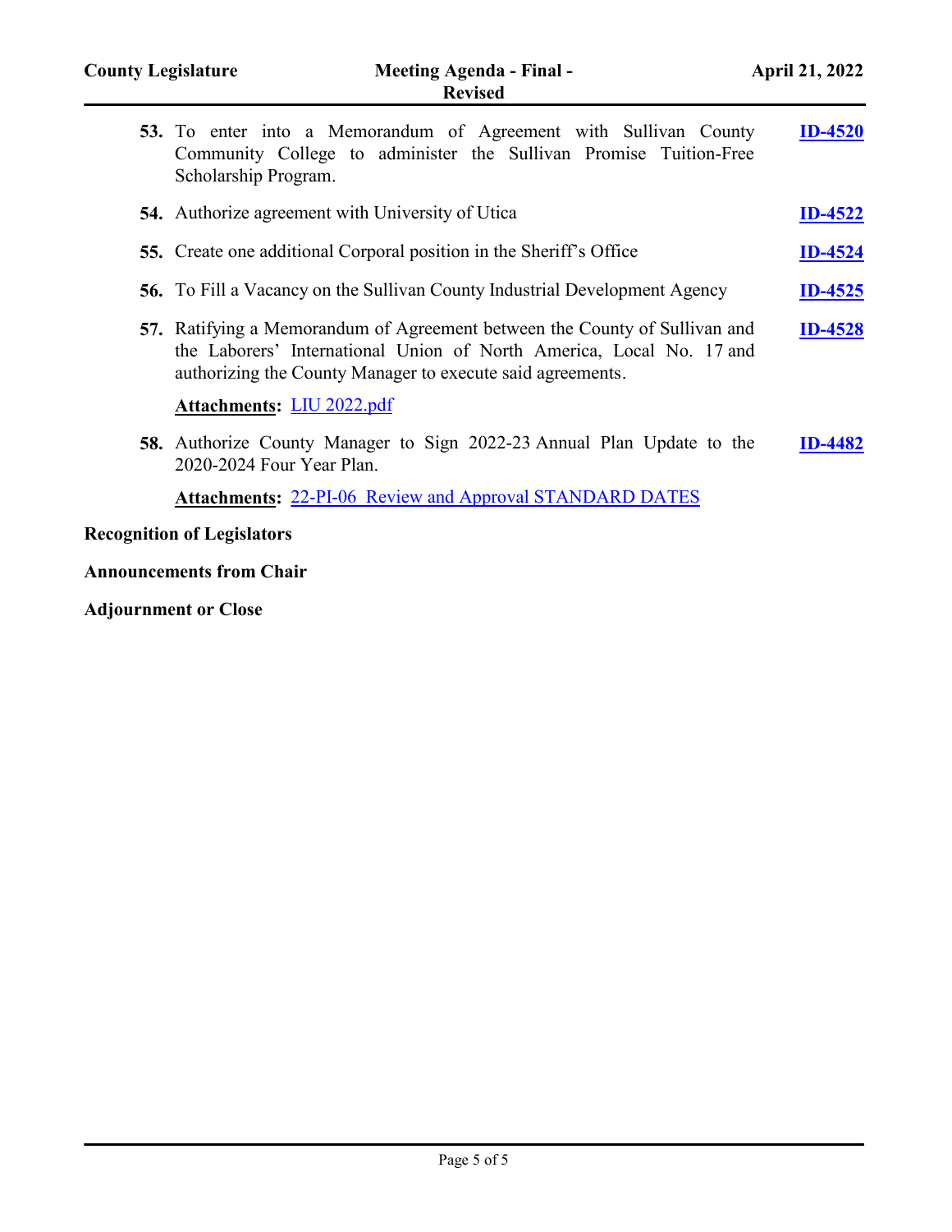53. To enter into a Memorandum of Agreement with Sullivan County Community College to administer the Sullivan Promise Tuition-Free Scholarship Program. **ID-4520**

54. Authorize agreement with University of Utica **ID-4522**

55. Create one additional Corporal position in the Sheriff's Office **ID-4524**

56. To Fill a Vacancy on the Sullivan County Industrial Development Agency **ID-4525**

57. Ratifying a Memorandum of Agreement between the County of Sullivan and the Laborers' International Union of North America, Local No. 17 and authorizing the County Manager to execute said agreements. **ID-4528**

    **Attachments:** LIU 2022.pdf

58. Authorize County Manager to Sign 2022-23 Annual Plan Update to the 2020-2024 Four Year Plan. **ID-4482**

    **Attachments:** 22-PI-06 Review and Approval STANDARD DATES

**Recognition of Legislators**

**Announcements from Chair**

**Adjournment or Close**